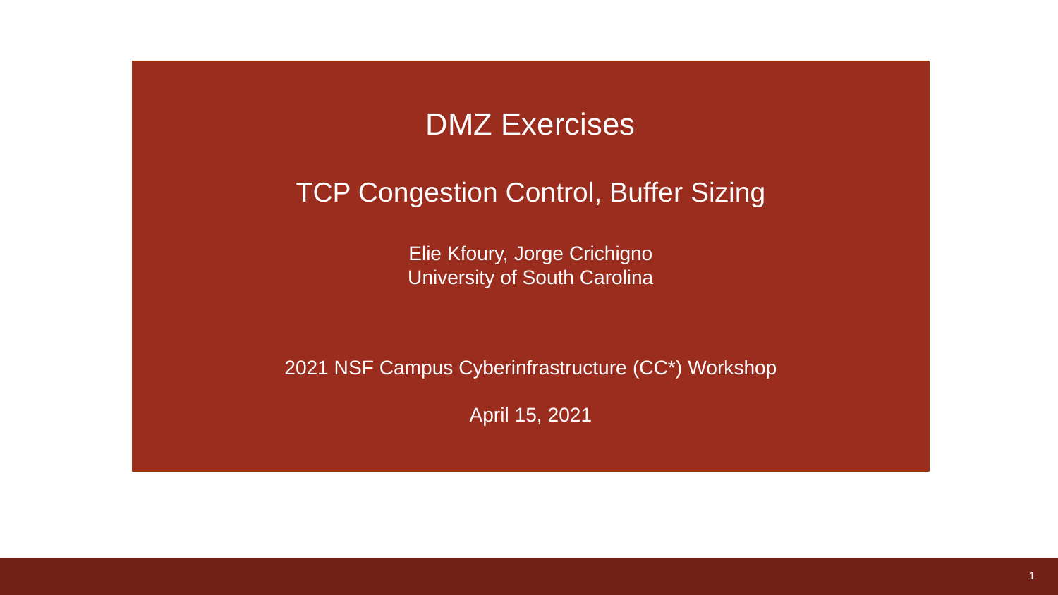# DMZ Exercises

## TCP Congestion Control, Buffer Sizing

Elie Kfoury, Jorge Crichigno
University of South Carolina

2021 NSF Campus Cyberinfrastructure (CC*) Workshop

April 15, 2021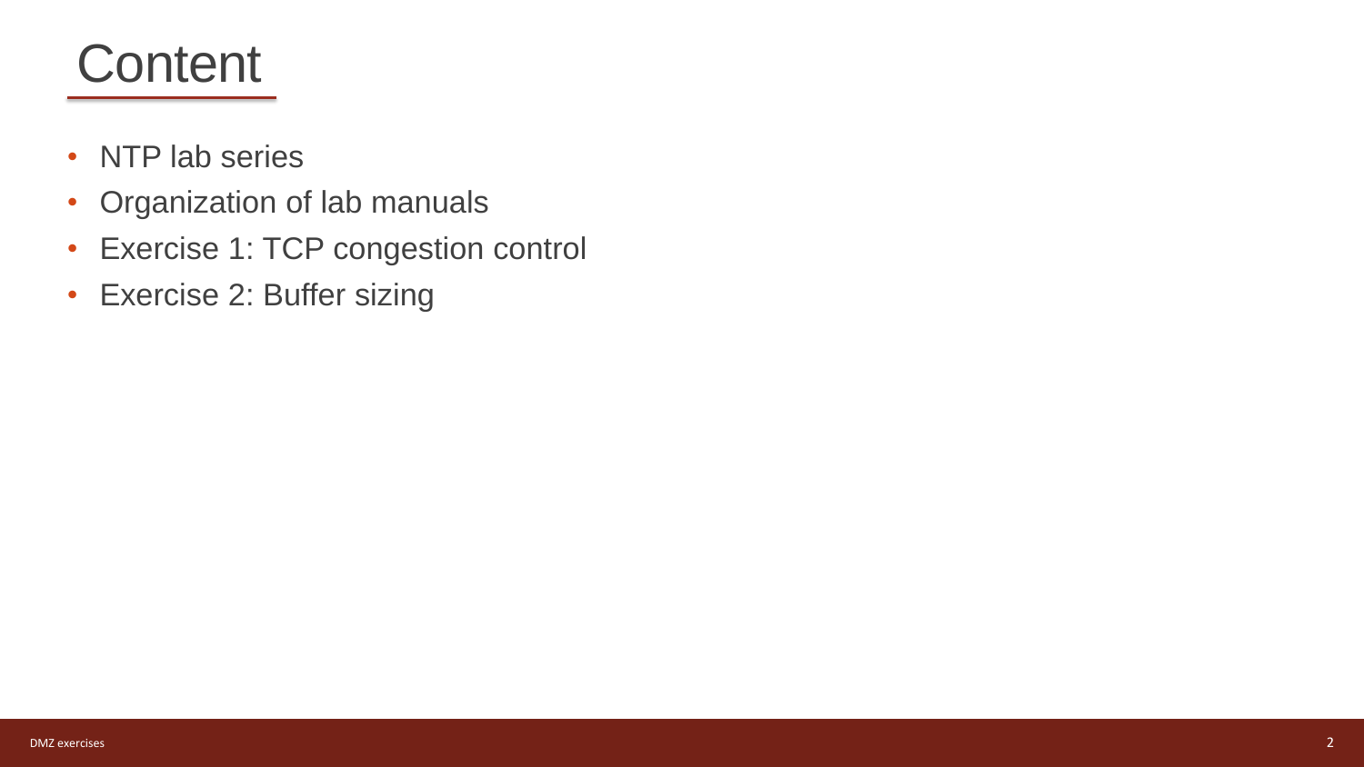# Content

- NTP lab series
- Organization of lab manuals
- Exercise 1: TCP congestion control
- Exercise 2: Buffer sizing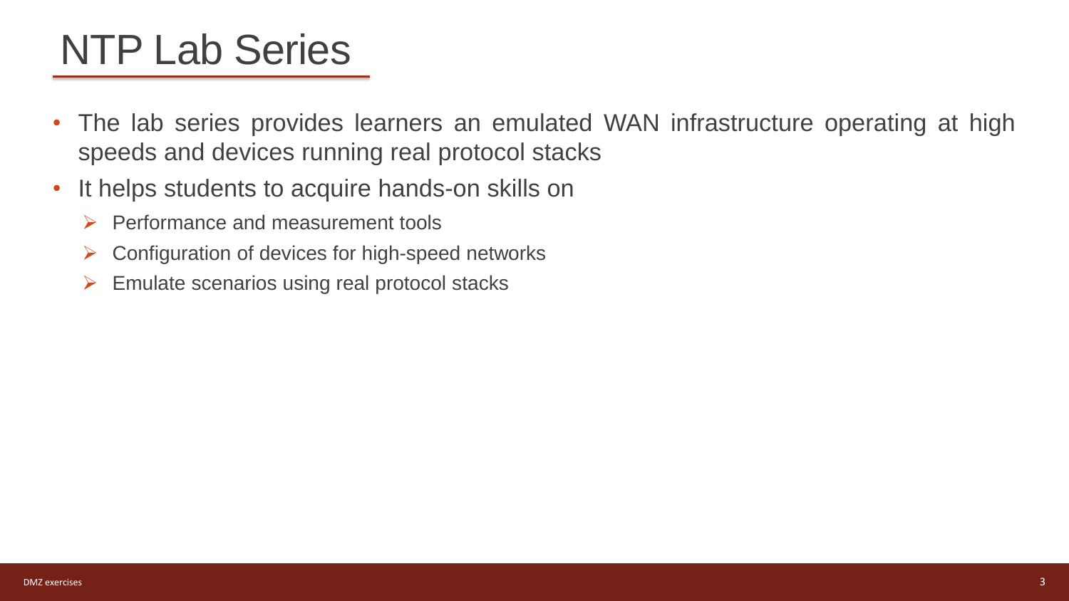# NTP Lab Series

- The lab series provides learners an emulated WAN infrastructure operating at high speeds and devices running real protocol stacks
- It helps students to acquire hands-on skills on
  - Performance and measurement tools
  - Configuration of devices for high-speed networks
  - Emulate scenarios using real protocol stacks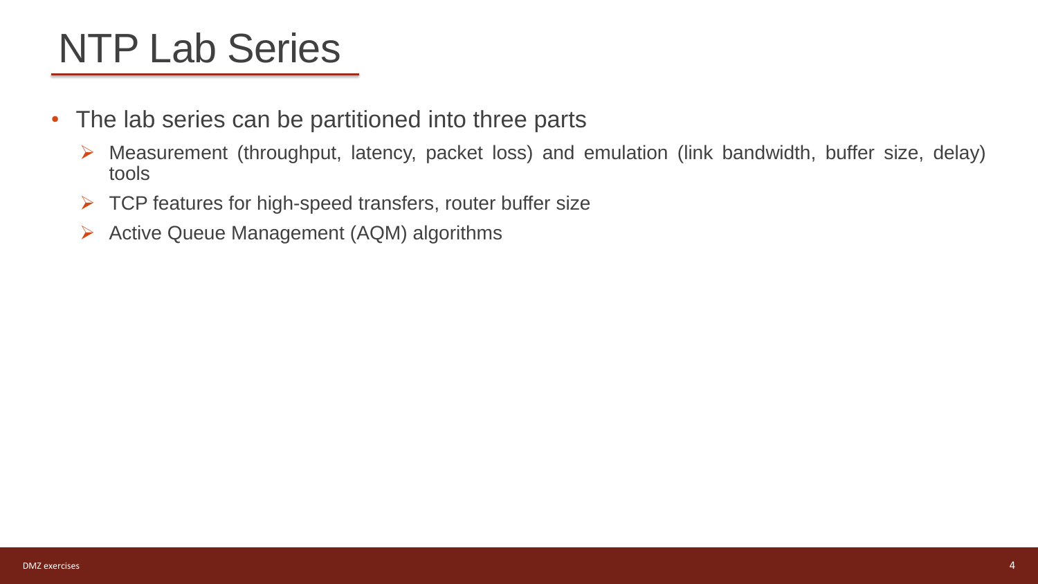# NTP Lab Series

- The lab series can be partitioned into three parts
  - Measurement (throughput, latency, packet loss) and emulation (link bandwidth, buffer size, delay) tools
  - TCP features for high-speed transfers, router buffer size
  - Active Queue Management (AQM) algorithms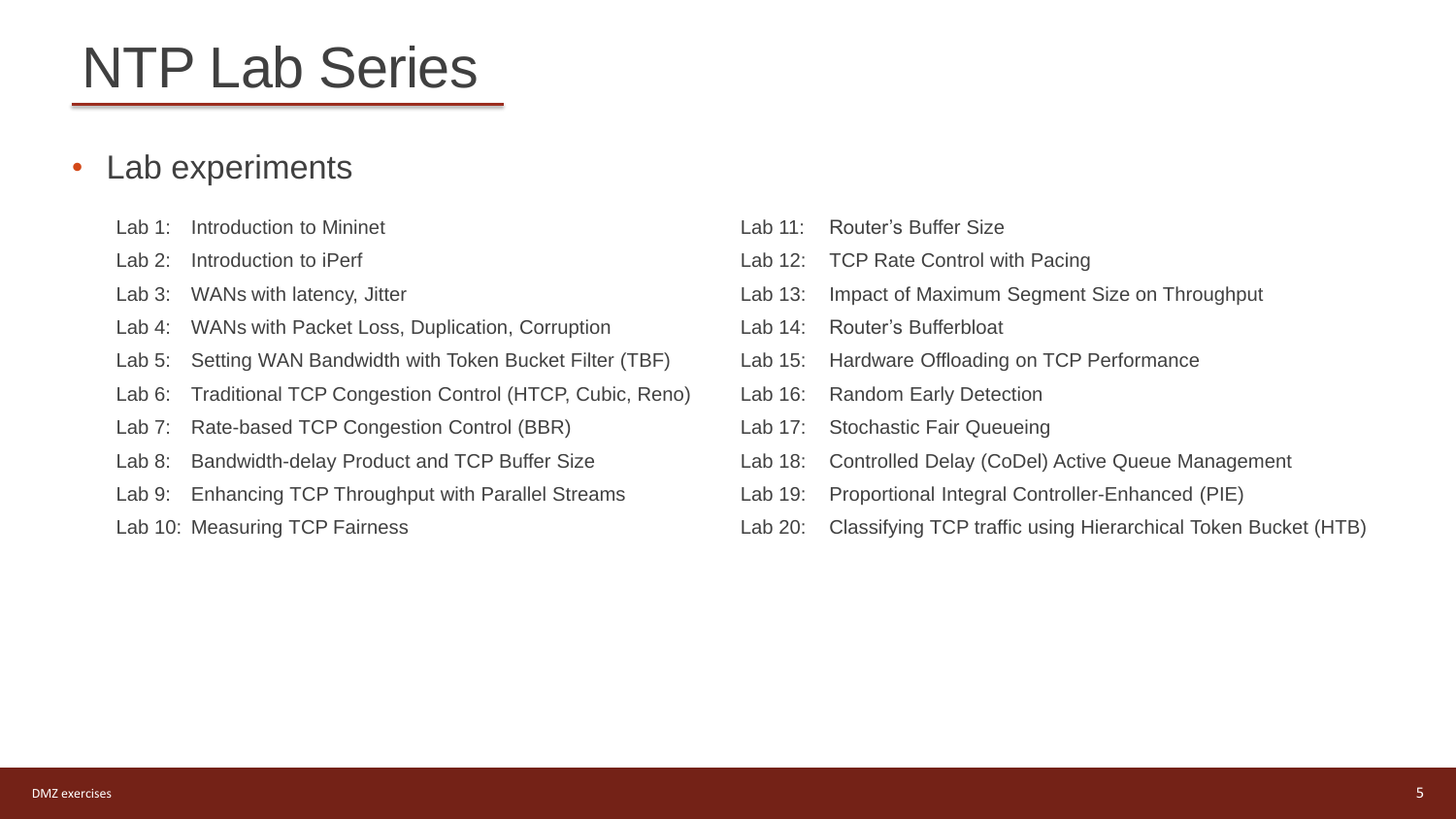# NTP Lab Series

- Lab experiments

  - Lab 1: Introduction to Mininet
  - Lab 2: Introduction to iPerf
  - Lab 3: WANs with latency, Jitter
  - Lab 4: WANs with Packet Loss, Duplication, Corruption
  - Lab 5: Setting WAN Bandwidth with Token Bucket Filter (TBF)
  - Lab 6: Traditional TCP Congestion Control (HTCP, Cubic, Reno)
  - Lab 7: Rate-based TCP Congestion Control (BBR)
  - Lab 8: Bandwidth-delay Product and TCP Buffer Size
  - Lab 9: Enhancing TCP Throughput with Parallel Streams
  - Lab 10: Measuring TCP Fairness
  - Lab 11: Router's Buffer Size
  - Lab 12: TCP Rate Control with Pacing
  - Lab 13: Impact of Maximum Segment Size on Throughput
  - Lab 14: Router's Bufferbloat
  - Lab 15: Hardware Offloading on TCP Performance
  - Lab 16: Random Early Detection
  - Lab 17: Stochastic Fair Queueing
  - Lab 18: Controlled Delay (CoDel) Active Queue Management
  - Lab 19: Proportional Integral Controller-Enhanced (PIE)
  - Lab 20: Classifying TCP traffic using Hierarchical Token Bucket (HTB)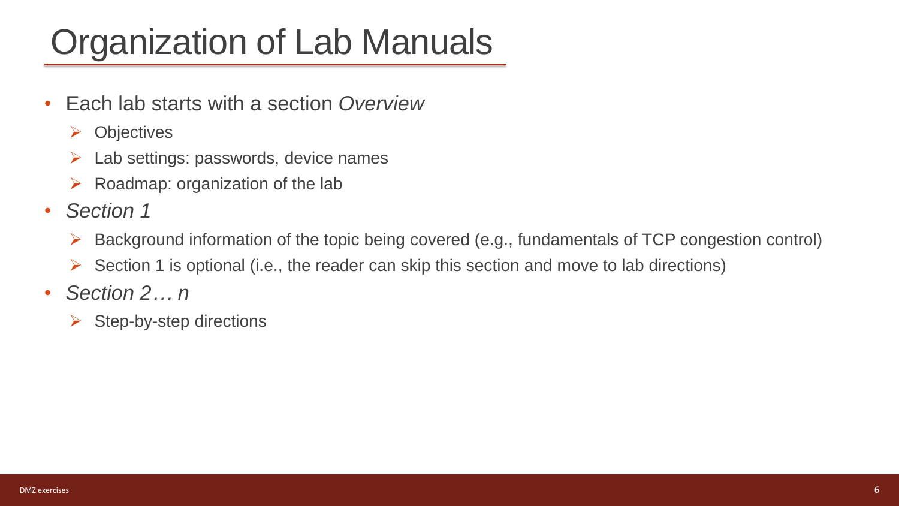# Organization of Lab Manuals

- Each lab starts with a section *Overview*
  - Objectives
  - Lab settings: passwords, device names
  - Roadmap: organization of the lab
- *Section 1*
  - Background information of the topic being covered (e.g., fundamentals of TCP congestion control)
  - Section 1 is optional (i.e., the reader can skip this section and move to lab directions)
- *Section 2… n*
  - Step-by-step directions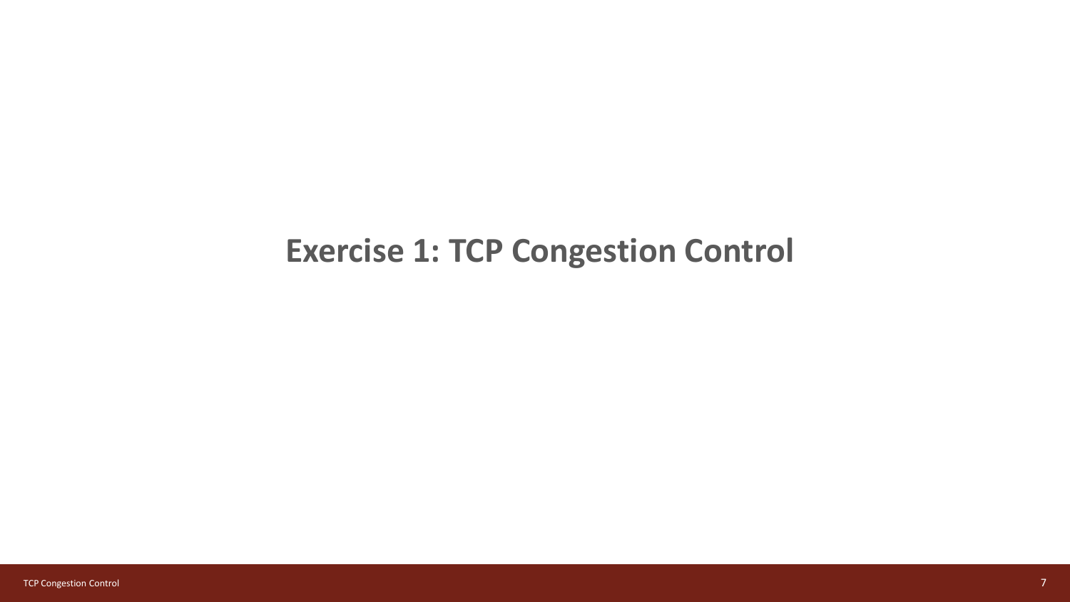# Exercise 1: TCP Congestion Control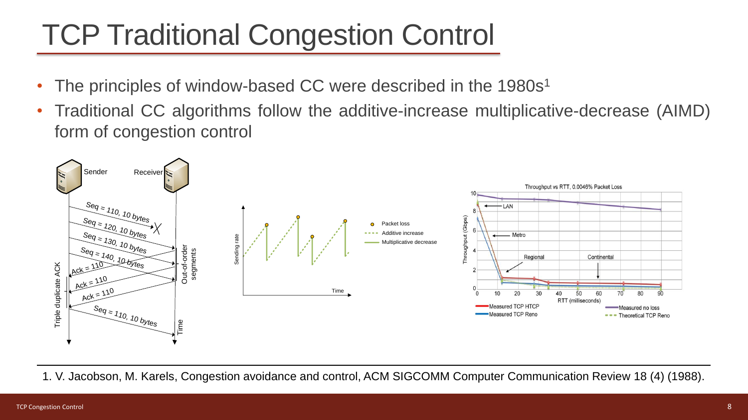# TCP Traditional Congestion Control

- The principles of window-based CC were described in the 1980s[1]
- Traditional CC algorithms follow the additive-increase multiplicative-decrease (AIMD) form of congestion control

1. V. Jacobson, M. Karels, Congestion avoidance and control, ACM SIGCOMM Computer Communication Review 18 (4) (1988).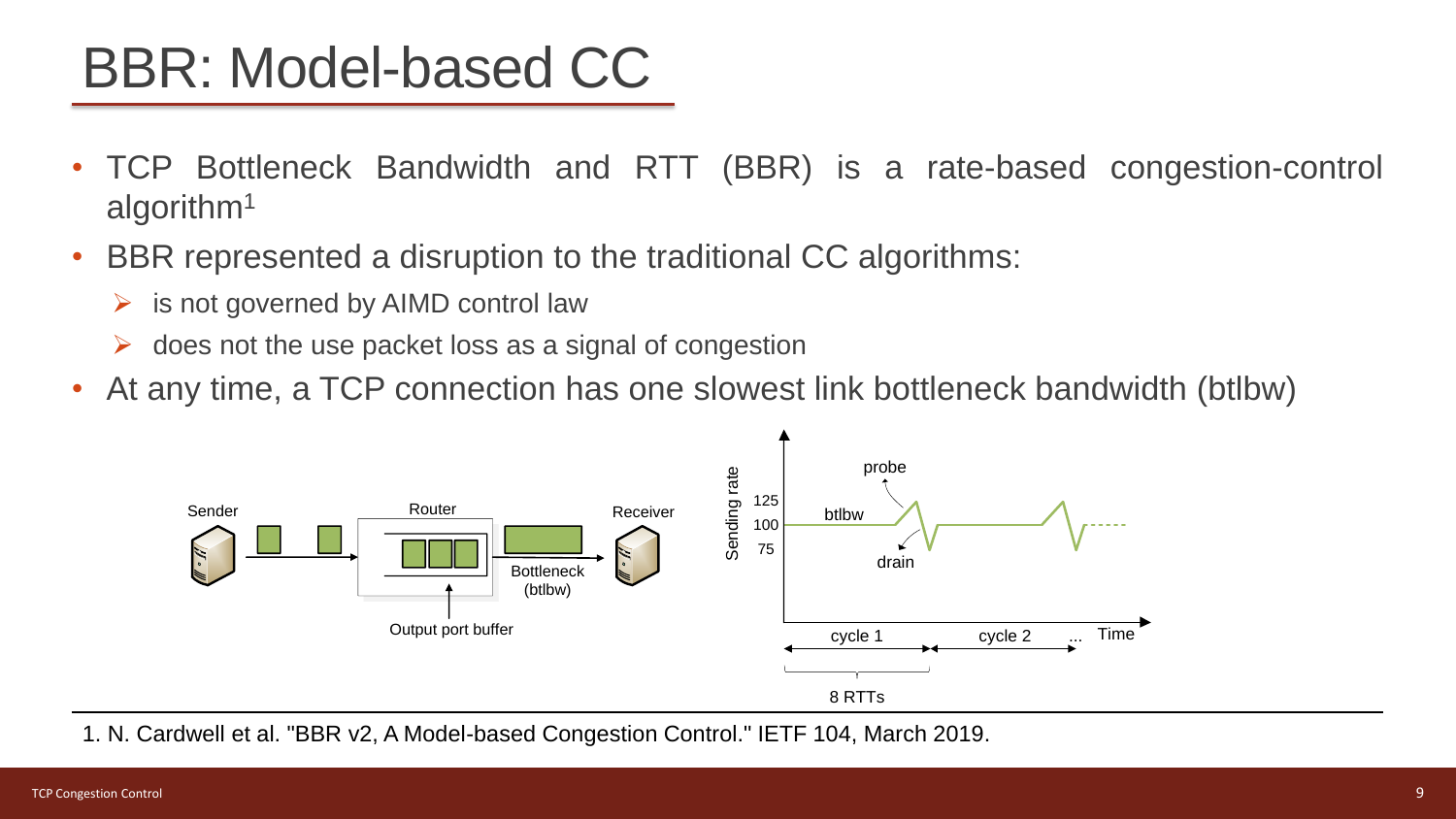# BBR: Model-based CC

- TCP Bottleneck Bandwidth and RTT (BBR) is a rate-based congestion-control algorithm[1]
- BBR represented a disruption to the traditional CC algorithms:
  - is not governed by AIMD control law
  - does not the use packet loss as a signal of congestion
- At any time, a TCP connection has one slowest link bottleneck bandwidth (btlbw)

1. N. Cardwell et al. "BBR v2, A Model-based Congestion Control." IETF 104, March 2019.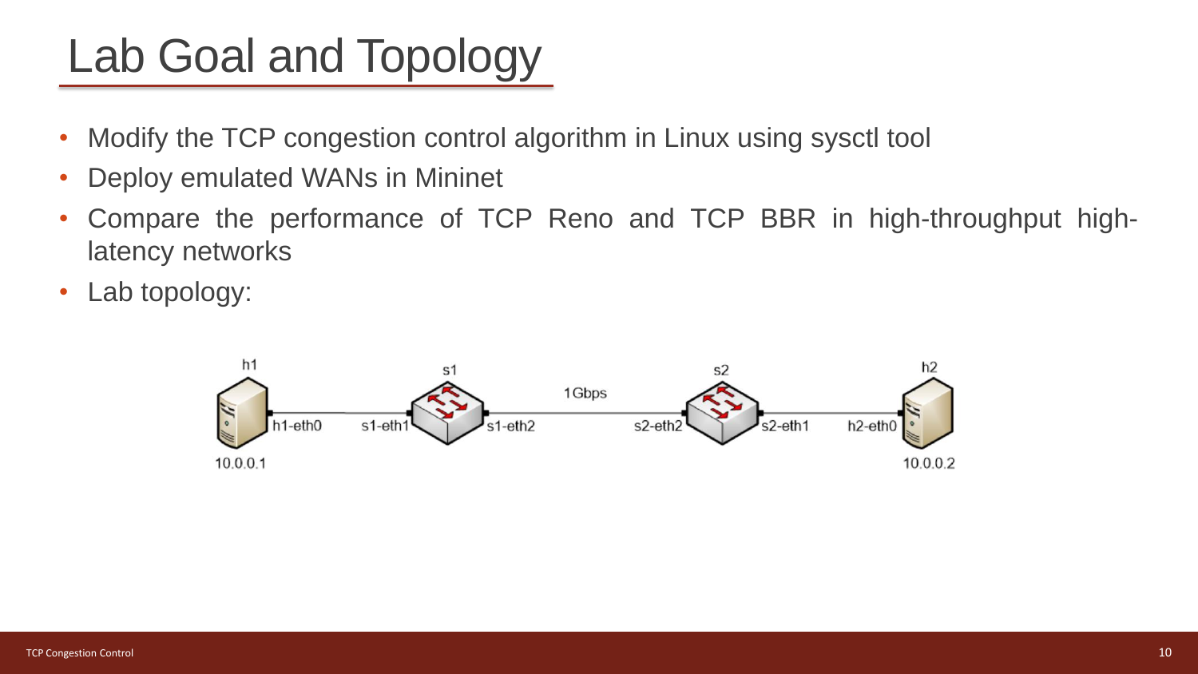# Lab Goal and Topology

- Modify the TCP congestion control algorithm in Linux using sysctl tool
- Deploy emulated WANs in Mininet
- Compare the performance of TCP Reno and TCP BBR in high-throughput high-latency networks
- Lab topology:

h1 10.0.0.1 — h1-eth0 — s1-eth1 — s1 — s1-eth2 — 1Gbps — s2-eth2 — s2 — s2-eth1 — h2-eth0 — h2 10.0.0.2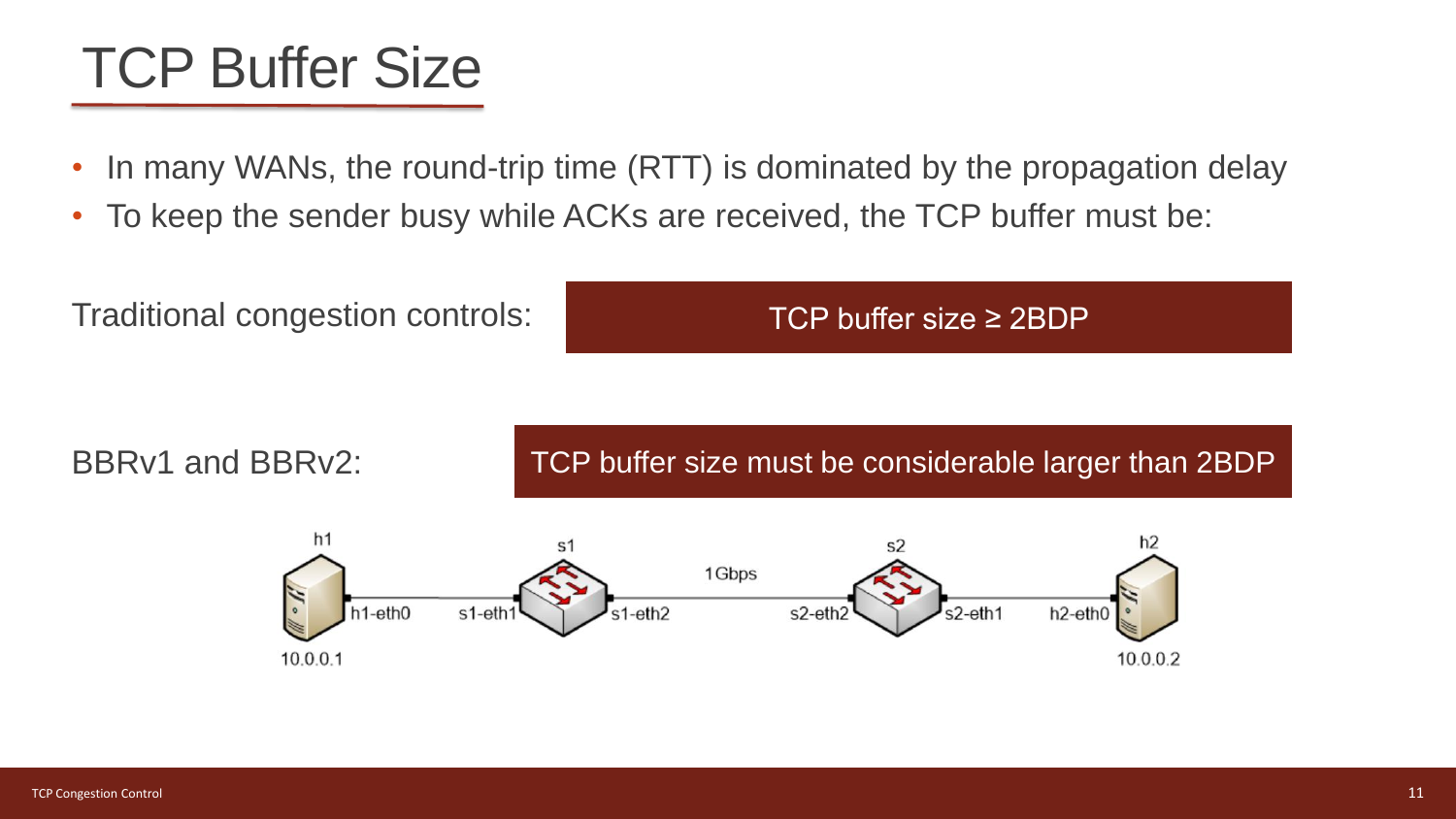# TCP Buffer Size

- In many WANs, the round-trip time (RTT) is dominated by the propagation delay
- To keep the sender busy while ACKs are received, the TCP buffer must be:

Traditional congestion controls: **TCP buffer size ≥ 2BDP**

BBRv1 and BBRv2: **TCP buffer size must be considerable larger than 2BDP**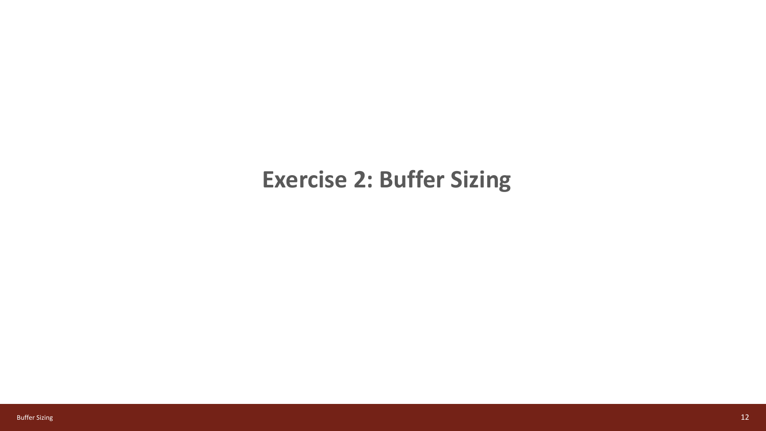# Exercise 2: Buffer Sizing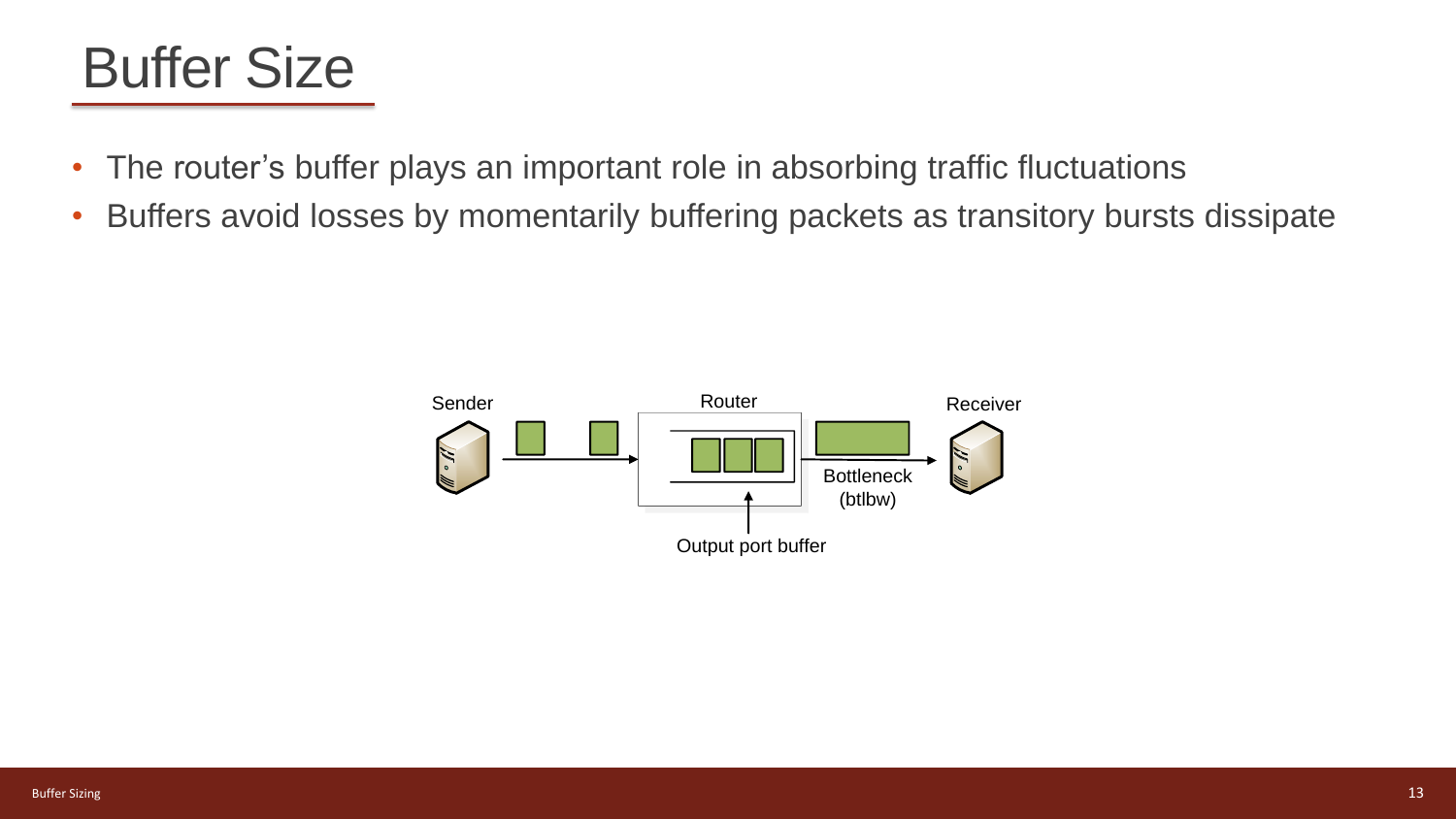# Buffer Size

- The router's buffer plays an important role in absorbing traffic fluctuations
- Buffers avoid losses by momentarily buffering packets as transitory bursts dissipate

Sender

Router

Receiver

Bottleneck (btlbw)

Output port buffer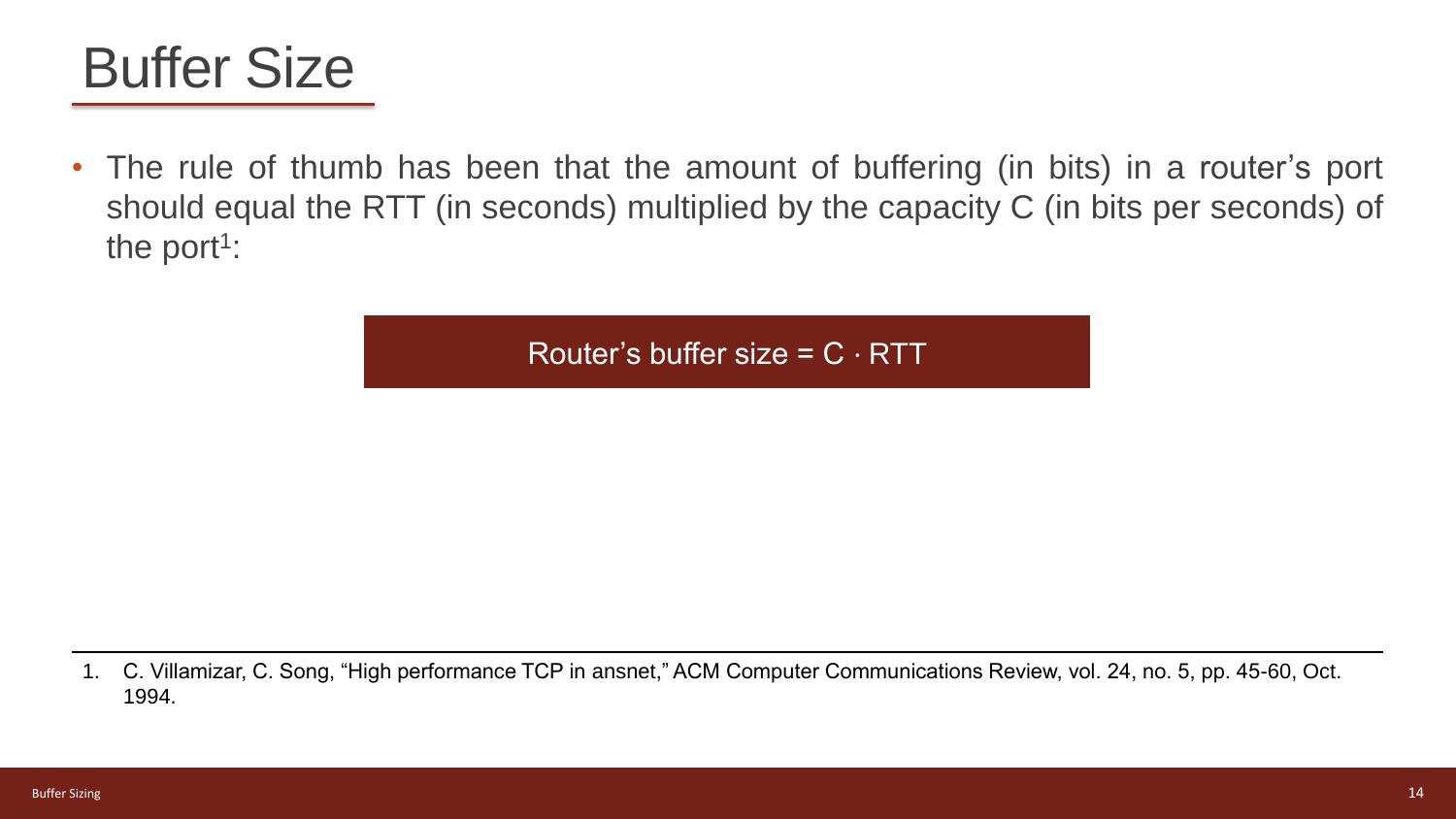# Buffer Size

- The rule of thumb has been that the amount of buffering (in bits) in a router's port should equal the RTT (in seconds) multiplied by the capacity C (in bits per seconds) of the port[1]:

$$\text{Router's buffer size} = C \cdot RTT$$

---

1. C. Villamizar, C. Song, "High performance TCP in ansnet," ACM Computer Communications Review, vol. 24, no. 5, pp. 45-60, Oct. 1994.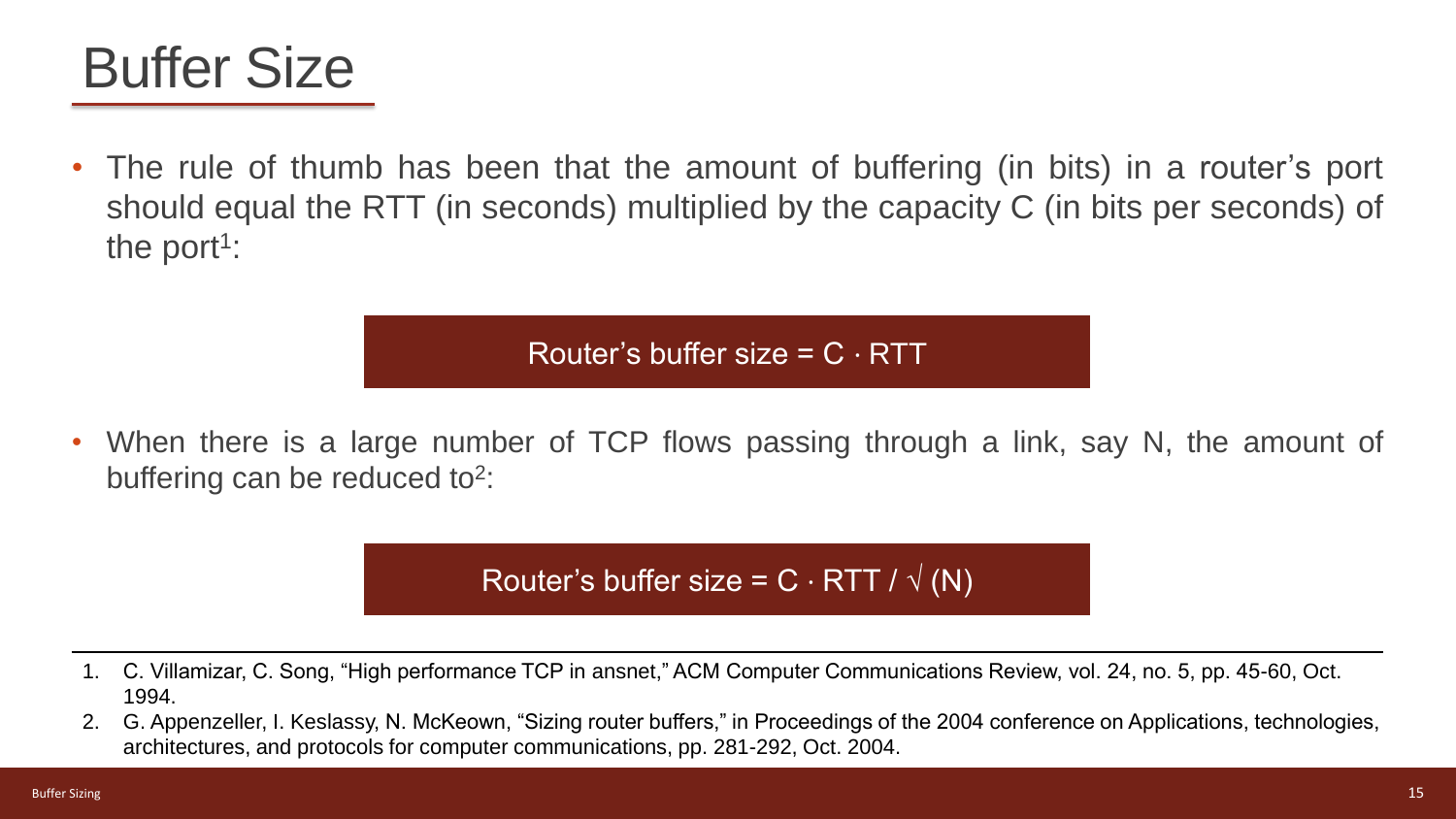# Buffer Size

- The rule of thumb has been that the amount of buffering (in bits) in a router's port should equal the RTT (in seconds) multiplied by the capacity C (in bits per seconds) of the port[1]:

$$\text{Router's buffer size} = C \cdot RTT$$

- When there is a large number of TCP flows passing through a link, say N, the amount of buffering can be reduced to[2]:

$$\text{Router's buffer size} = C \cdot RTT / \sqrt{(N)}$$

---

1. C. Villamizar, C. Song, "High performance TCP in ansnet," ACM Computer Communications Review, vol. 24, no. 5, pp. 45-60, Oct. 1994.
2. G. Appenzeller, I. Keslassy, N. McKeown, "Sizing router buffers," in Proceedings of the 2004 conference on Applications, technologies, architectures, and protocols for computer communications, pp. 281-292, Oct. 2004.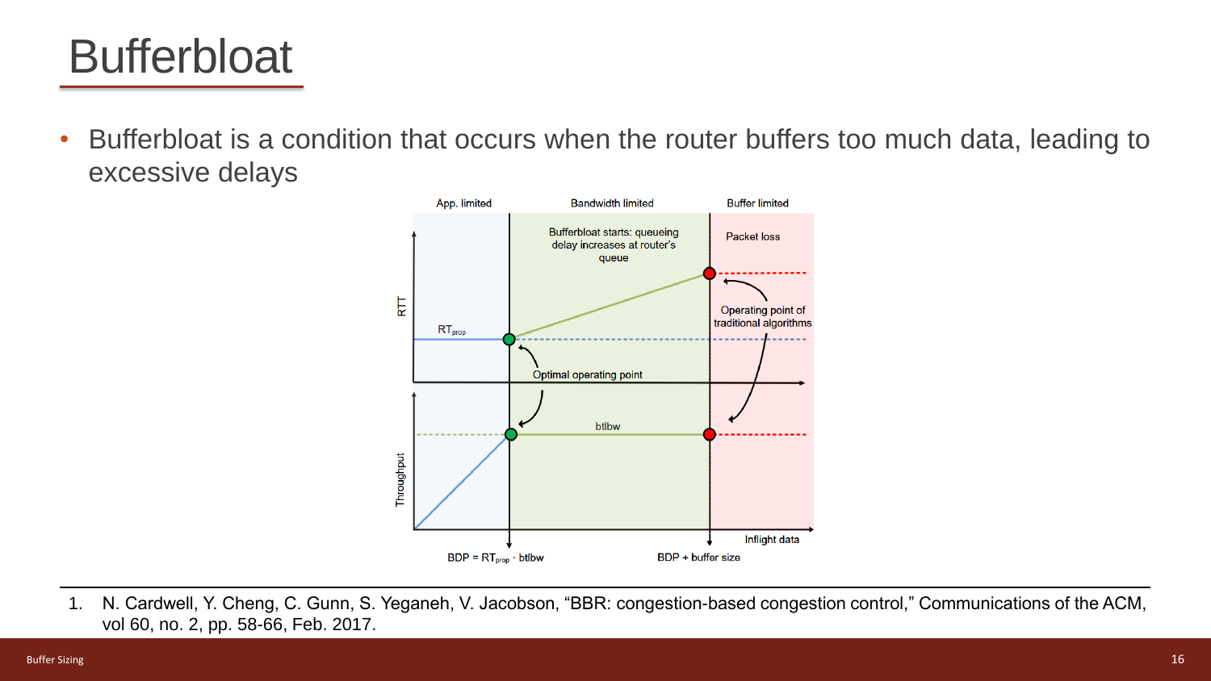# Bufferbloat

- Bufferbloat is a condition that occurs when the router buffers too much data, leading to excessive delays

App. limited | Bandwidth limited | Buffer limited

Bufferbloat starts: queueing delay increases at router's queue

Packet loss

Operating point of traditional algorithms

RTT

$RT_{prop}$

Optimal operating point

btlbw

Throughput

Inflight data

$BDP = RT_{prop} \cdot btlbw$

BDP + buffer size

1. N. Cardwell, Y. Cheng, C. Gunn, S. Yeganeh, V. Jacobson, "BBR: congestion-based congestion control," Communications of the ACM, vol 60, no. 2, pp. 58-66, Feb. 2017.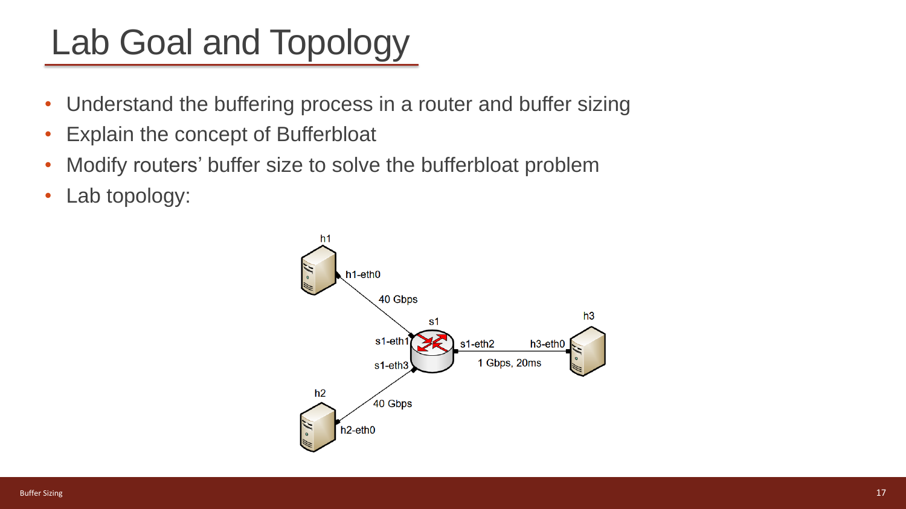# Lab Goal and Topology

- Understand the buffering process in a router and buffer sizing
- Explain the concept of Bufferbloat
- Modify routers' buffer size to solve the bufferbloat problem
- Lab topology:

h1

h1-eth0

40 Gbps

s1

s1-eth1

s1-eth2

h3-eth0

h3

1 Gbps, 20ms

s1-eth3

h2

40 Gbps

h2-eth0